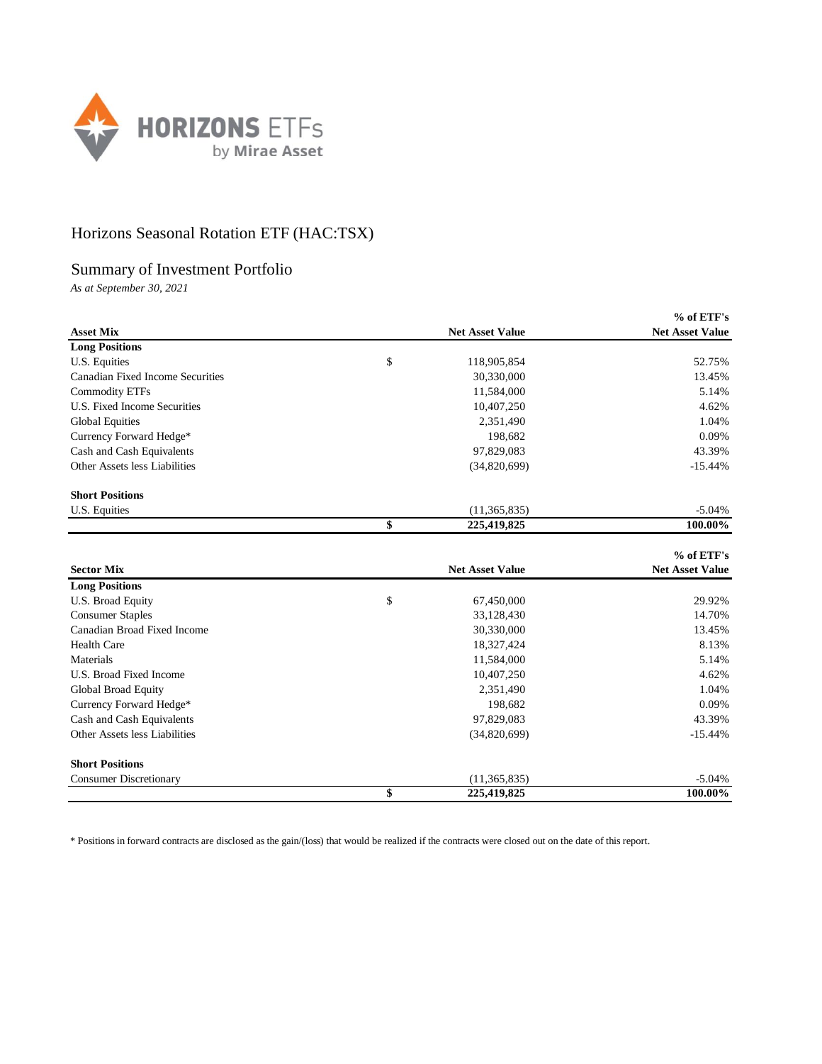HORIZONS ETFs by Mirae Asset

# Horizons Seasonal Rotation ETF (HAC:TSX)

## Summary of Investment Portfolio

*As at September 30, 2021*

| Asset Mix | | Net Asset Value | % of ETF's Net Asset Value |
|---|---|---|---|
| **Long Positions** | | | |
| U.S. Equities | $ | 118,905,854 | 52.75% |
| Canadian Fixed Income Securities | | 30,330,000 | 13.45% |
| Commodity ETFs | | 11,584,000 | 5.14% |
| U.S. Fixed Income Securities | | 10,407,250 | 4.62% |
| Global Equities | | 2,351,490 | 1.04% |
| Currency Forward Hedge* | | 198,682 | 0.09% |
| Cash and Cash Equivalents | | 97,829,083 | 43.39% |
| Other Assets less Liabilities | | (34,820,699) | -15.44% |
| **Short Positions** | | | |
| U.S. Equities | | (11,365,835) | -5.04% |
| | **$** | **225,419,825** | **100.00%** |

| Sector Mix | | Net Asset Value | % of ETF's Net Asset Value |
|---|---|---|---|
| **Long Positions** | | | |
| U.S. Broad Equity | $ | 67,450,000 | 29.92% |
| Consumer Staples | | 33,128,430 | 14.70% |
| Canadian Broad Fixed Income | | 30,330,000 | 13.45% |
| Health Care | | 18,327,424 | 8.13% |
| Materials | | 11,584,000 | 5.14% |
| U.S. Broad Fixed Income | | 10,407,250 | 4.62% |
| Global Broad Equity | | 2,351,490 | 1.04% |
| Currency Forward Hedge* | | 198,682 | 0.09% |
| Cash and Cash Equivalents | | 97,829,083 | 43.39% |
| Other Assets less Liabilities | | (34,820,699) | -15.44% |
| **Short Positions** | | | |
| Consumer Discretionary | | (11,365,835) | -5.04% |
| | **$** | **225,419,825** | **100.00%** |

* Positions in forward contracts are disclosed as the gain/(loss) that would be realized if the contracts were closed out on the date of this report.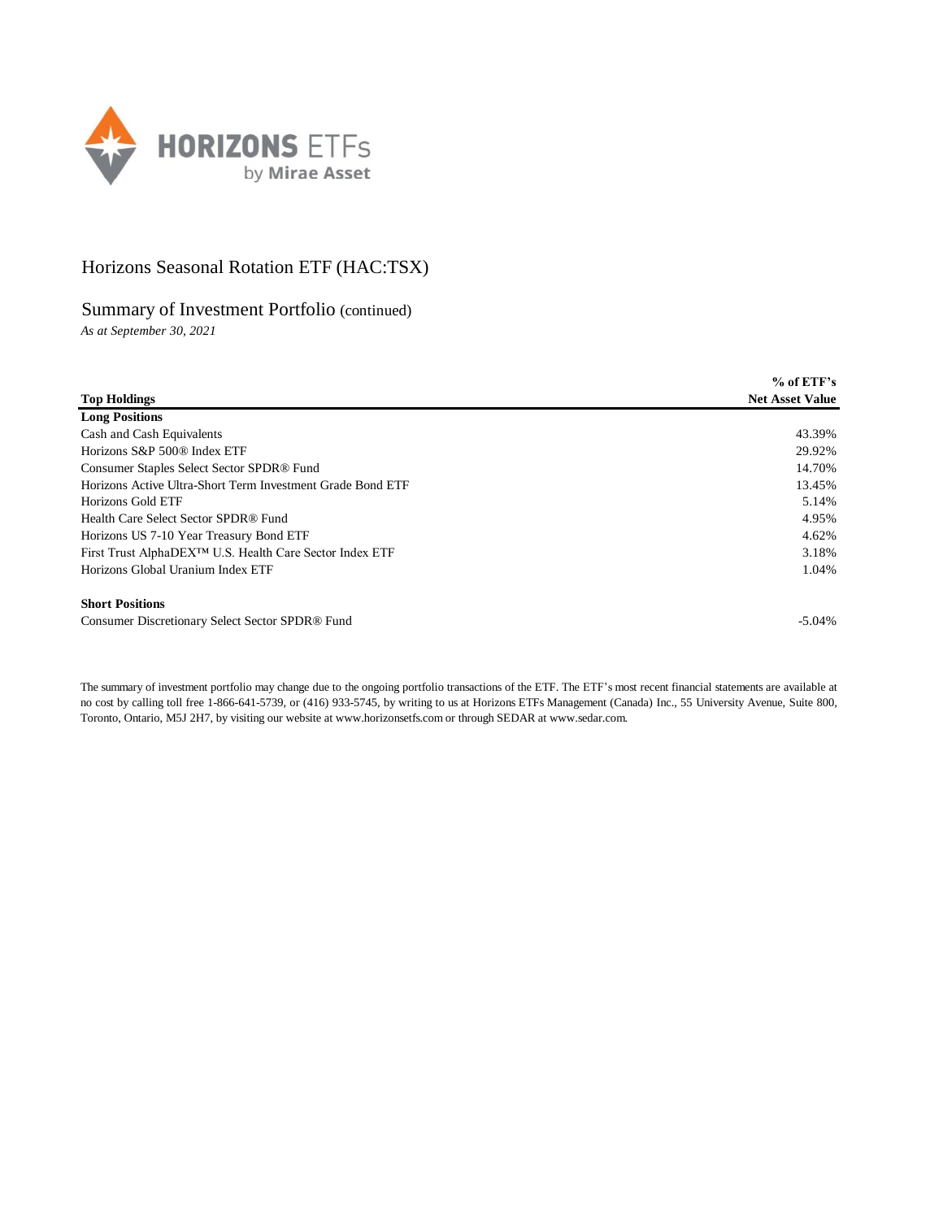# Horizons Seasonal Rotation ETF (HAC:TSX)

## Summary of Investment Portfolio (continued)

*As at September 30, 2021*

| Top Holdings | % of ETF's Net Asset Value |
|---|---|
| **Long Positions** | |
| Cash and Cash Equivalents | 43.39% |
| Horizons S&P 500® Index ETF | 29.92% |
| Consumer Staples Select Sector SPDR® Fund | 14.70% |
| Horizons Active Ultra-Short Term Investment Grade Bond ETF | 13.45% |
| Horizons Gold ETF | 5.14% |
| Health Care Select Sector SPDR® Fund | 4.95% |
| Horizons US 7-10 Year Treasury Bond ETF | 4.62% |
| First Trust AlphaDEX™ U.S. Health Care Sector Index ETF | 3.18% |
| Horizons Global Uranium Index ETF | 1.04% |
| **Short Positions** | |
| Consumer Discretionary Select Sector SPDR® Fund | -5.04% |

The summary of investment portfolio may change due to the ongoing portfolio transactions of the ETF. The ETF's most recent financial statements are available at no cost by calling toll free 1-866-641-5739, or (416) 933-5745, by writing to us at Horizons ETFs Management (Canada) Inc., 55 University Avenue, Suite 800, Toronto, Ontario, M5J 2H7, by visiting our website at www.horizonsetfs.com or through SEDAR at www.sedar.com.